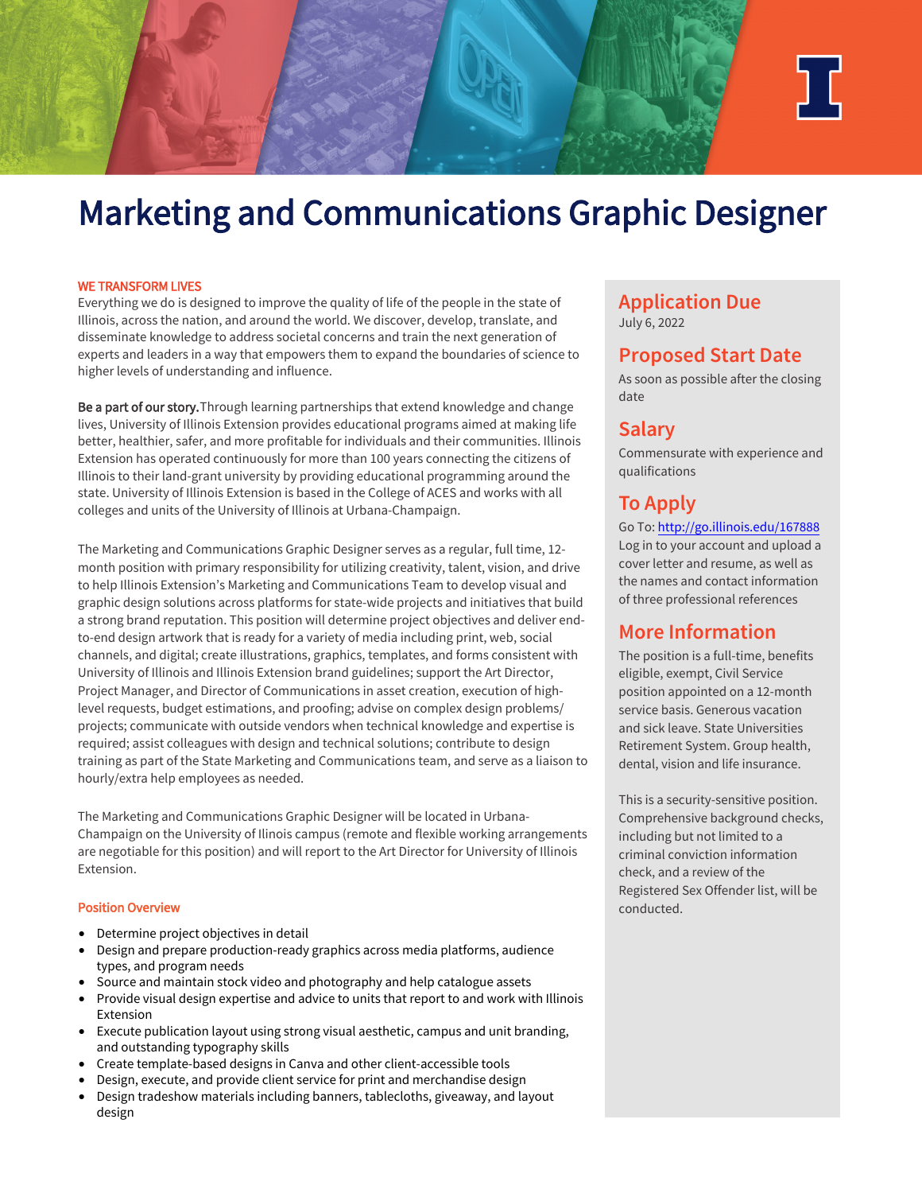# Marketing and Communications Graphic Designer

WE TRANSFORM LIVES

Everything we do is designed to improve the quality of life of the people in the state of Illinois, across the nation, and around the world. We discover, develop, translate, and disseminate knowledge to address societal concerns and train the next generation of experts and leaders in a way that empowers them to expand the boundaries of science to higher levels of understanding and influence.

**Be a part of our story.** Through learning partnerships that extend knowledge and change lives, University of Illinois Extension provides educational programs aimed at making life better, healthier, safer, and more profitable for individuals and their communities. Illinois Extension has operated continuously for more than 100 years connecting the citizens of Illinois to their land-grant university by providing educational programming around the state. University of Illinois Extension is based in the College of ACES and works with all colleges and units of the University of Illinois at Urbana-Champaign.

The Marketing and Communications Graphic Designer serves as a regular, full time, 12-month position with primary responsibility for utilizing creativity, talent, vision, and drive to help Illinois Extension's Marketing and Communications Team to develop visual and graphic design solutions across platforms for state-wide projects and initiatives that build a strong brand reputation. This position will determine project objectives and deliver end-to-end design artwork that is ready for a variety of media including print, web, social channels, and digital; create illustrations, graphics, templates, and forms consistent with University of Illinois and Illinois Extension brand guidelines; support the Art Director, Project Manager, and Director of Communications in asset creation, execution of high-level requests, budget estimations, and proofing; advise on complex design problems/projects; communicate with outside vendors when technical knowledge and expertise is required; assist colleagues with design and technical solutions; contribute to design training as part of the State Marketing and Communications team, and serve as a liaison to hourly/extra help employees as needed.

The Marketing and Communications Graphic Designer will be located in Urbana-Champaign on the University of Ilinois campus (remote and flexible working arrangements are negotiable for this position) and will report to the Art Director for University of Illinois Extension.

### Position Overview

- Determine project objectives in detail
- Design and prepare production-ready graphics across media platforms, audience types, and program needs
- Source and maintain stock video and photography and help catalogue assets
- Provide visual design expertise and advice to units that report to and work with Illinois Extension
- Execute publication layout using strong visual aesthetic, campus and unit branding, and outstanding typography skills
- Create template-based designs in Canva and other client-accessible tools
- Design, execute, and provide client service for print and merchandise design
- Design tradeshow materials including banners, tablecloths, giveaway, and layout design

## Application Due

July 6, 2022

## Proposed Start Date

As soon as possible after the closing date

## Salary

Commensurate with experience and qualifications

## To Apply

Go To: http://go.illinois.edu/167888

Log in to your account and upload a cover letter and resume, as well as the names and contact information of three professional references

## More Information

The position is a full-time, benefits eligible, exempt, Civil Service position appointed on a 12-month service basis. Generous vacation and sick leave. State Universities Retirement System. Group health, dental, vision and life insurance.

This is a security-sensitive position. Comprehensive background checks, including but not limited to a criminal conviction information check, and a review of the Registered Sex Offender list, will be conducted.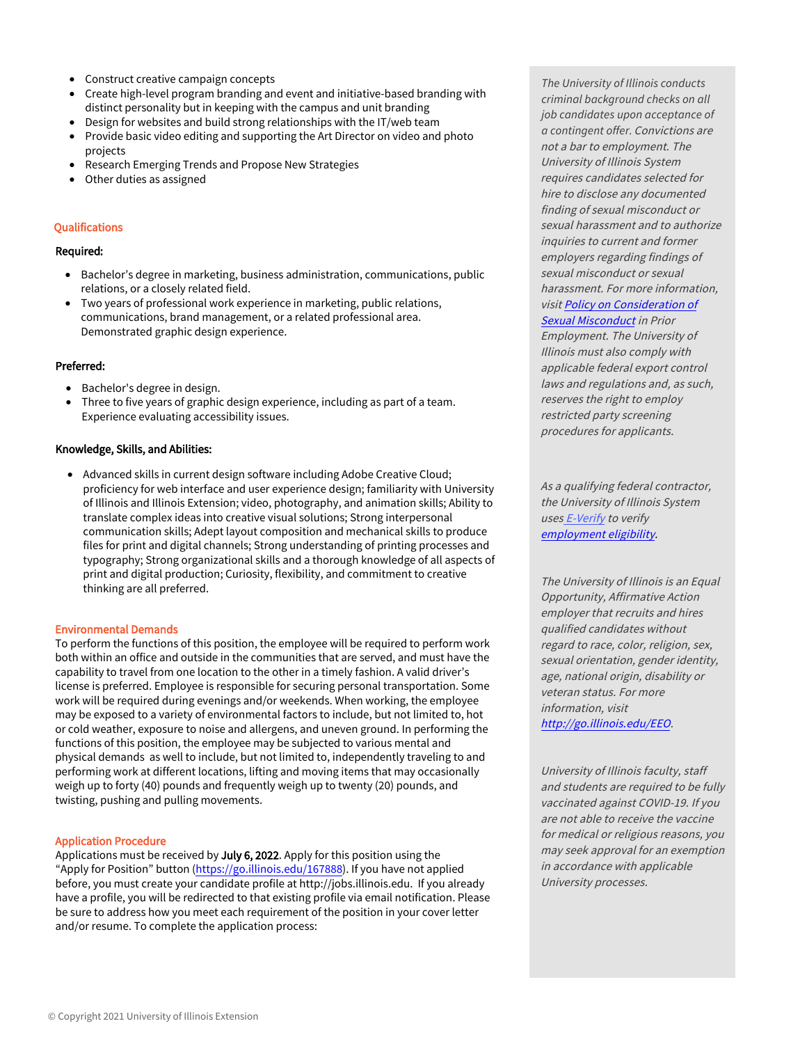- Construct creative campaign concepts
- Create high-level program branding and event and initiative-based branding with distinct personality but in keeping with the campus and unit branding
- Design for websites and build strong relationships with the IT/web team
- Provide basic video editing and supporting the Art Director on video and photo projects
- Research Emerging Trends and Propose New Strategies
- Other duties as assigned

## Qualifications

**Required:**

- Bachelor's degree in marketing, business administration, communications, public relations, or a closely related field.
- Two years of professional work experience in marketing, public relations, communications, brand management, or a related professional area. Demonstrated graphic design experience.

**Preferred:**

- Bachelor's degree in design.
- Three to five years of graphic design experience, including as part of a team. Experience evaluating accessibility issues.

**Knowledge, Skills, and Abilities:**

- Advanced skills in current design software including Adobe Creative Cloud; proficiency for web interface and user experience design; familiarity with University of Illinois and Illinois Extension; video, photography, and animation skills; Ability to translate complex ideas into creative visual solutions; Strong interpersonal communication skills; Adept layout composition and mechanical skills to produce files for print and digital channels; Strong understanding of printing processes and typography; Strong organizational skills and a thorough knowledge of all aspects of print and digital production; Curiosity, flexibility, and commitment to creative thinking are all preferred.

## Environmental Demands

To perform the functions of this position, the employee will be required to perform work both within an office and outside in the communities that are served, and must have the capability to travel from one location to the other in a timely fashion. A valid driver's license is preferred. Employee is responsible for securing personal transportation. Some work will be required during evenings and/or weekends. When working, the employee may be exposed to a variety of environmental factors to include, but not limited to, hot or cold weather, exposure to noise and allergens, and uneven ground. In performing the functions of this position, the employee may be subjected to various mental and physical demands as well to include, but not limited to, independently traveling to and performing work at different locations, lifting and moving items that may occasionally weigh up to forty (40) pounds and frequently weigh up to twenty (20) pounds, and twisting, pushing and pulling movements.

## Application Procedure

Applications must be received by **July 6, 2022**. Apply for this position using the "Apply for Position" button (https://go.illinois.edu/167888). If you have not applied before, you must create your candidate profile at http://jobs.illinois.edu. If you already have a profile, you will be redirected to that existing profile via email notification. Please be sure to address how you meet each requirement of the position in your cover letter and/or resume. To complete the application process:

*The University of Illinois conducts criminal background checks on all job candidates upon acceptance of a contingent offer. Convictions are not a bar to employment. The University of Illinois System requires candidates selected for hire to disclose any documented finding of sexual misconduct or sexual harassment and to authorize inquiries to current and former employers regarding findings of sexual misconduct or sexual harassment. For more information, visit Policy on Consideration of Sexual Misconduct in Prior Employment. The University of Illinois must also comply with applicable federal export control laws and regulations and, as such, reserves the right to employ restricted party screening procedures for applicants.*

*As a qualifying federal contractor, the University of Illinois System uses E-Verify to verify employment eligibility.*

*The University of Illinois is an Equal Opportunity, Affirmative Action employer that recruits and hires qualified candidates without regard to race, color, religion, sex, sexual orientation, gender identity, age, national origin, disability or veteran status. For more information, visit http://go.illinois.edu/EEO.*

*University of Illinois faculty, staff and students are required to be fully vaccinated against COVID-19. If you are not able to receive the vaccine for medical or religious reasons, you may seek approval for an exemption in accordance with applicable University processes.*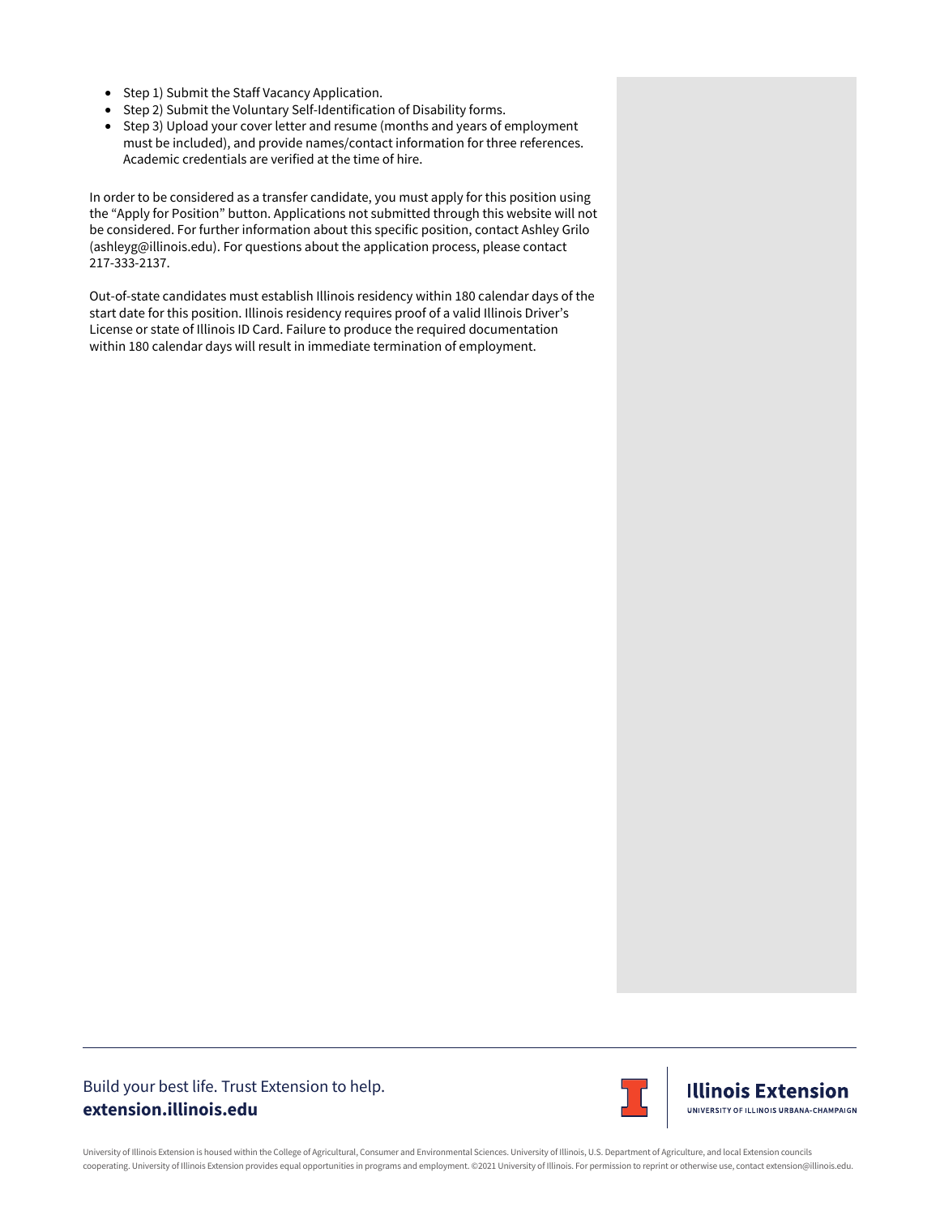- Step 1) Submit the Staff Vacancy Application.
- Step 2) Submit the Voluntary Self-Identification of Disability forms.
- Step 3) Upload your cover letter and resume (months and years of employment must be included), and provide names/contact information for three references. Academic credentials are verified at the time of hire.

In order to be considered as a transfer candidate, you must apply for this position using the "Apply for Position" button. Applications not submitted through this website will not be considered. For further information about this specific position, contact Ashley Grilo (ashleyg@illinois.edu). For questions about the application process, please contact 217-333-2137.

Out-of-state candidates must establish Illinois residency within 180 calendar days of the start date for this position. Illinois residency requires proof of a valid Illinois Driver's License or state of Illinois ID Card. Failure to produce the required documentation within 180 calendar days will result in immediate termination of employment.

Build your best life. Trust Extension to help.
**extension.illinois.edu**

Illinois Extension
UNIVERSITY OF ILLINOIS URBANA-CHAMPAIGN

University of Illinois Extension is housed within the College of Agricultural, Consumer and Environmental Sciences. University of Illinois, U.S. Department of Agriculture, and local Extension councils cooperating. University of Illinois Extension provides equal opportunities in programs and employment. ©2021 University of Illinois. For permission to reprint or otherwise use, contact extension@illinois.edu.